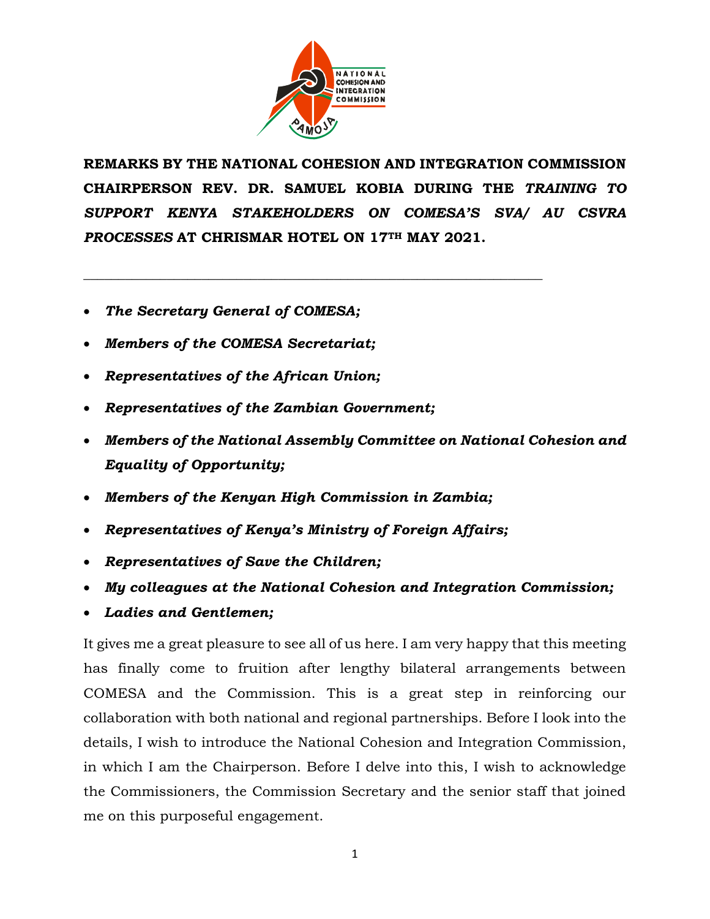**REMARKS BY THE NATIONAL COHESION AND INTEGRATION COMMISSION CHAIRPERSON REV. DR. SAMUEL KOBIA DURING THE *TRAINING TO SUPPORT KENYA STAKEHOLDERS ON COMESA'S SVA/ AU CSVRA PROCESSES* AT CHRISMAR HOTEL ON 17TH MAY 2021.**

---

- ***The Secretary General of COMESA;***
- ***Members of the COMESA Secretariat;***
- ***Representatives of the African Union;***
- ***Representatives of the Zambian Government;***
- ***Members of the National Assembly Committee on National Cohesion and Equality of Opportunity;***
- ***Members of the Kenyan High Commission in Zambia;***
- ***Representatives of Kenya's Ministry of Foreign Affairs;***
- ***Representatives of Save the Children;***
- ***My colleagues at the National Cohesion and Integration Commission;***
- ***Ladies and Gentlemen;***

It gives me a great pleasure to see all of us here. I am very happy that this meeting has finally come to fruition after lengthy bilateral arrangements between COMESA and the Commission. This is a great step in reinforcing our collaboration with both national and regional partnerships. Before I look into the details, I wish to introduce the National Cohesion and Integration Commission, in which I am the Chairperson. Before I delve into this, I wish to acknowledge the Commissioners, the Commission Secretary and the senior staff that joined me on this purposeful engagement.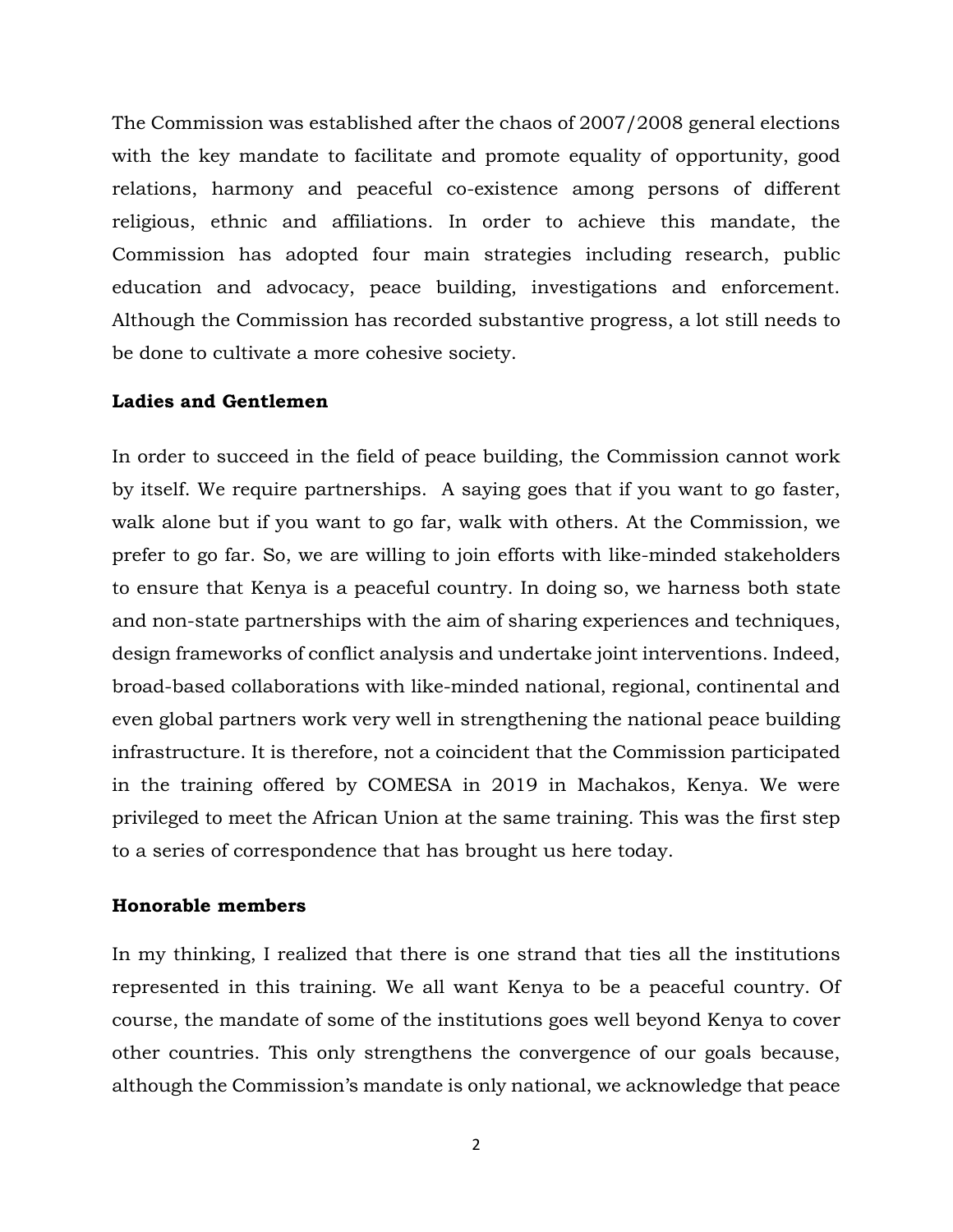The Commission was established after the chaos of 2007/2008 general elections with the key mandate to facilitate and promote equality of opportunity, good relations, harmony and peaceful co-existence among persons of different religious, ethnic and affiliations. In order to achieve this mandate, the Commission has adopted four main strategies including research, public education and advocacy, peace building, investigations and enforcement. Although the Commission has recorded substantive progress, a lot still needs to be done to cultivate a more cohesive society.

**Ladies and Gentlemen**

In order to succeed in the field of peace building, the Commission cannot work by itself. We require partnerships. A saying goes that if you want to go faster, walk alone but if you want to go far, walk with others. At the Commission, we prefer to go far. So, we are willing to join efforts with like-minded stakeholders to ensure that Kenya is a peaceful country. In doing so, we harness both state and non-state partnerships with the aim of sharing experiences and techniques, design frameworks of conflict analysis and undertake joint interventions. Indeed, broad-based collaborations with like-minded national, regional, continental and even global partners work very well in strengthening the national peace building infrastructure. It is therefore, not a coincident that the Commission participated in the training offered by COMESA in 2019 in Machakos, Kenya. We were privileged to meet the African Union at the same training. This was the first step to a series of correspondence that has brought us here today.

**Honorable members**

In my thinking, I realized that there is one strand that ties all the institutions represented in this training. We all want Kenya to be a peaceful country. Of course, the mandate of some of the institutions goes well beyond Kenya to cover other countries. This only strengthens the convergence of our goals because, although the Commission's mandate is only national, we acknowledge that peace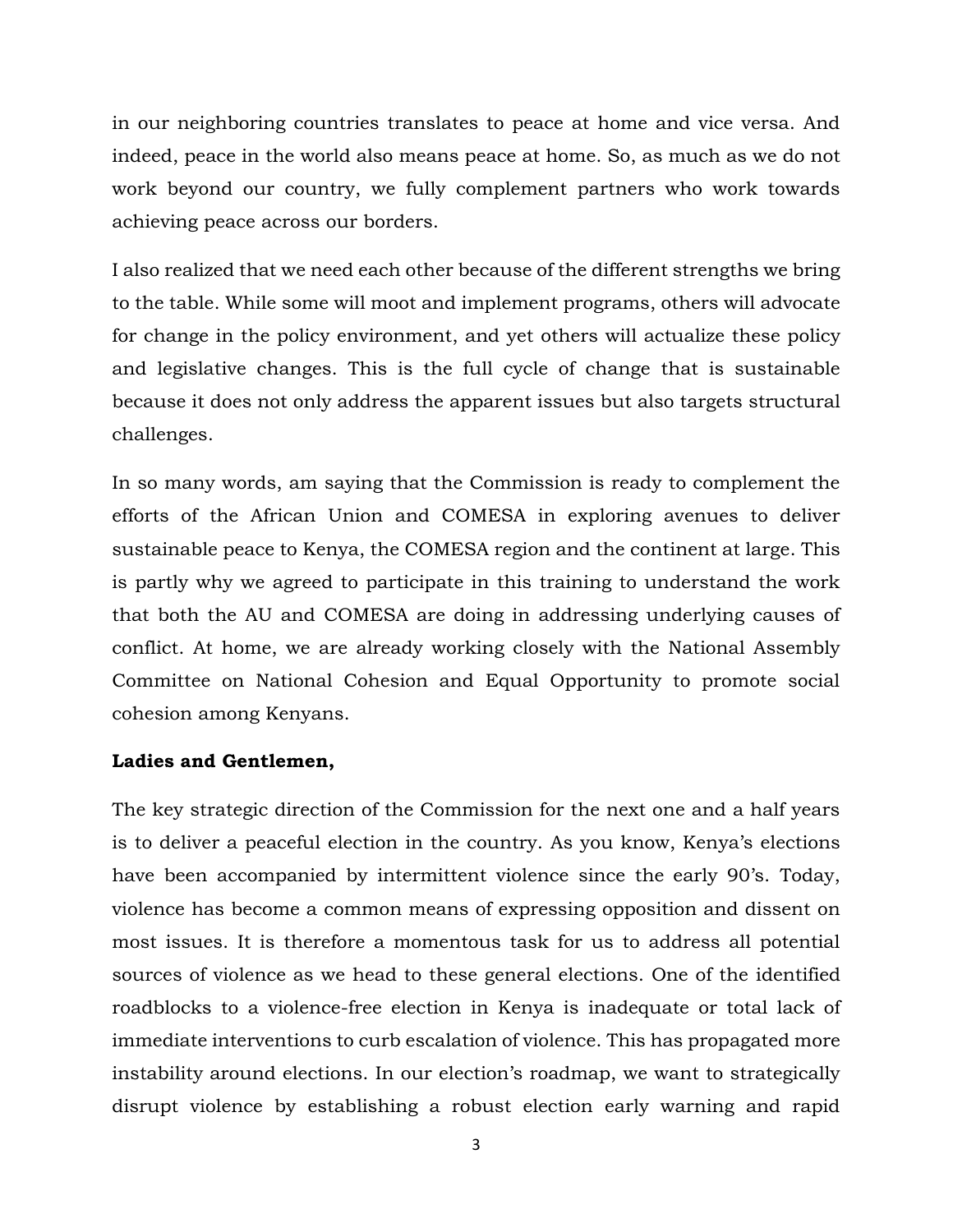in our neighboring countries translates to peace at home and vice versa. And indeed, peace in the world also means peace at home. So, as much as we do not work beyond our country, we fully complement partners who work towards achieving peace across our borders.

I also realized that we need each other because of the different strengths we bring to the table. While some will moot and implement programs, others will advocate for change in the policy environment, and yet others will actualize these policy and legislative changes. This is the full cycle of change that is sustainable because it does not only address the apparent issues but also targets structural challenges.

In so many words, am saying that the Commission is ready to complement the efforts of the African Union and COMESA in exploring avenues to deliver sustainable peace to Kenya, the COMESA region and the continent at large. This is partly why we agreed to participate in this training to understand the work that both the AU and COMESA are doing in addressing underlying causes of conflict. At home, we are already working closely with the National Assembly Committee on National Cohesion and Equal Opportunity to promote social cohesion among Kenyans.

**Ladies and Gentlemen,**

The key strategic direction of the Commission for the next one and a half years is to deliver a peaceful election in the country. As you know, Kenya's elections have been accompanied by intermittent violence since the early 90's. Today, violence has become a common means of expressing opposition and dissent on most issues. It is therefore a momentous task for us to address all potential sources of violence as we head to these general elections. One of the identified roadblocks to a violence-free election in Kenya is inadequate or total lack of immediate interventions to curb escalation of violence. This has propagated more instability around elections. In our election's roadmap, we want to strategically disrupt violence by establishing a robust election early warning and rapid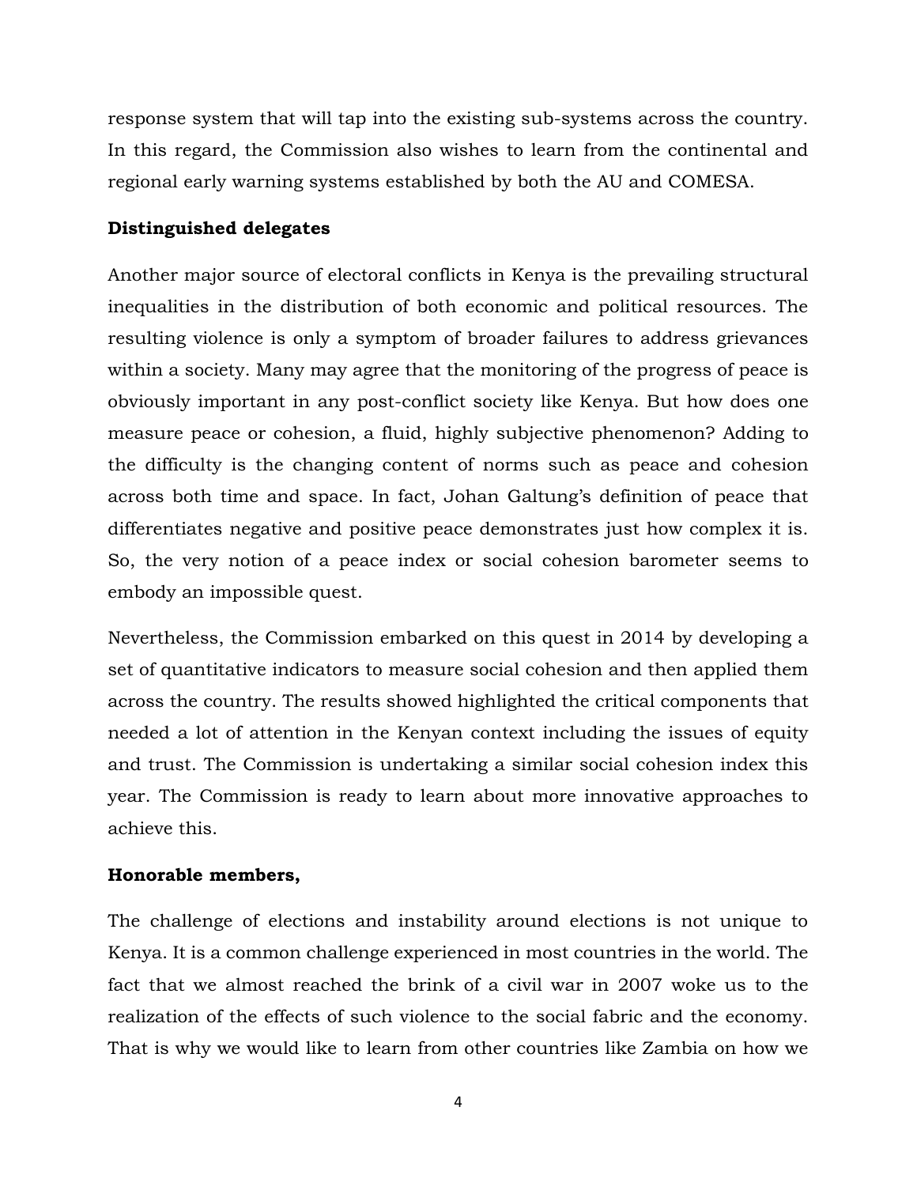response system that will tap into the existing sub-systems across the country. In this regard, the Commission also wishes to learn from the continental and regional early warning systems established by both the AU and COMESA.

**Distinguished delegates**

Another major source of electoral conflicts in Kenya is the prevailing structural inequalities in the distribution of both economic and political resources. The resulting violence is only a symptom of broader failures to address grievances within a society. Many may agree that the monitoring of the progress of peace is obviously important in any post-conflict society like Kenya. But how does one measure peace or cohesion, a fluid, highly subjective phenomenon? Adding to the difficulty is the changing content of norms such as peace and cohesion across both time and space. In fact, Johan Galtung's definition of peace that differentiates negative and positive peace demonstrates just how complex it is. So, the very notion of a peace index or social cohesion barometer seems to embody an impossible quest.

Nevertheless, the Commission embarked on this quest in 2014 by developing a set of quantitative indicators to measure social cohesion and then applied them across the country. The results showed highlighted the critical components that needed a lot of attention in the Kenyan context including the issues of equity and trust. The Commission is undertaking a similar social cohesion index this year. The Commission is ready to learn about more innovative approaches to achieve this.

**Honorable members,**

The challenge of elections and instability around elections is not unique to Kenya. It is a common challenge experienced in most countries in the world. The fact that we almost reached the brink of a civil war in 2007 woke us to the realization of the effects of such violence to the social fabric and the economy. That is why we would like to learn from other countries like Zambia on how we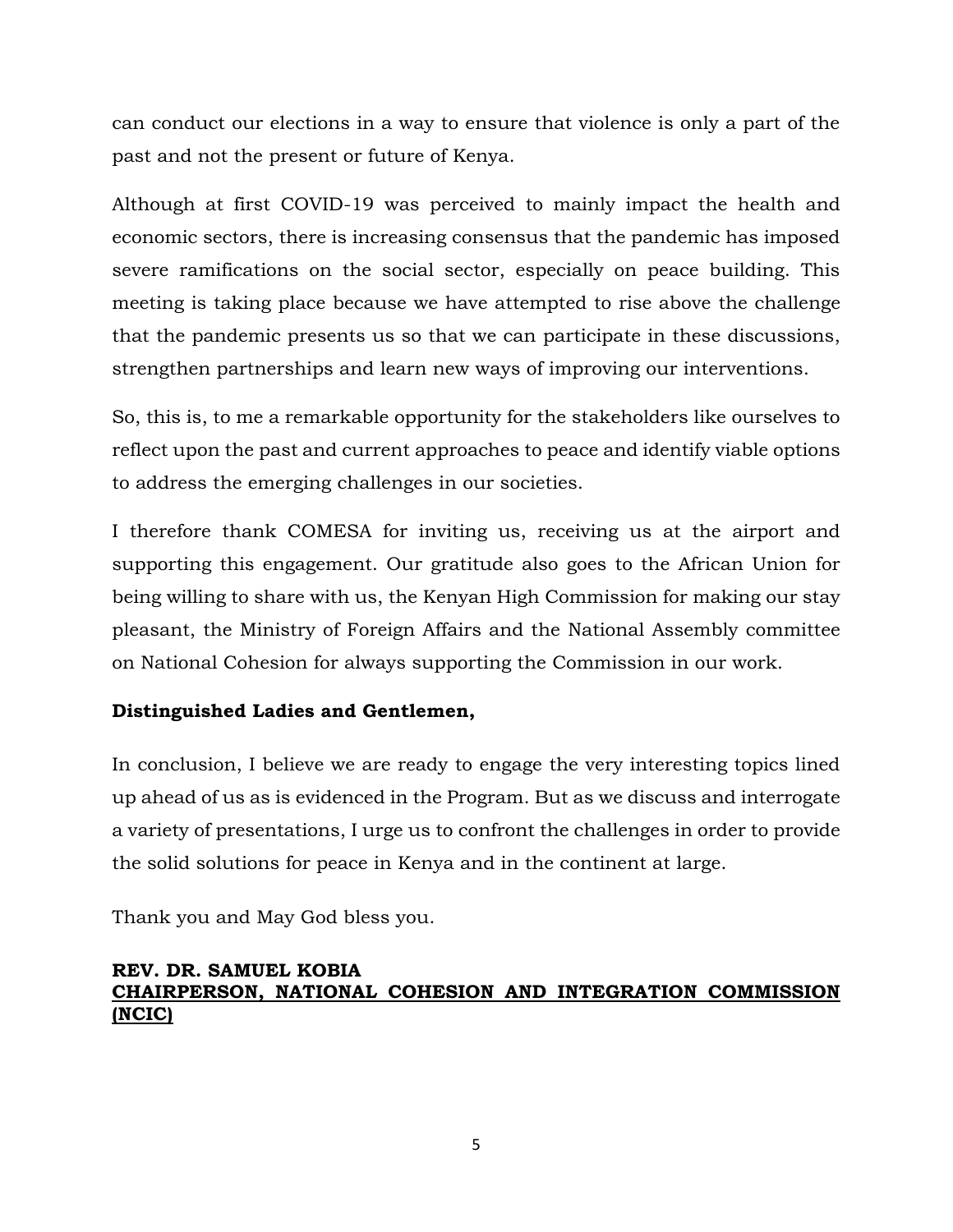can conduct our elections in a way to ensure that violence is only a part of the past and not the present or future of Kenya.

Although at first COVID-19 was perceived to mainly impact the health and economic sectors, there is increasing consensus that the pandemic has imposed severe ramifications on the social sector, especially on peace building. This meeting is taking place because we have attempted to rise above the challenge that the pandemic presents us so that we can participate in these discussions, strengthen partnerships and learn new ways of improving our interventions.

So, this is, to me a remarkable opportunity for the stakeholders like ourselves to reflect upon the past and current approaches to peace and identify viable options to address the emerging challenges in our societies.

I therefore thank COMESA for inviting us, receiving us at the airport and supporting this engagement. Our gratitude also goes to the African Union for being willing to share with us, the Kenyan High Commission for making our stay pleasant, the Ministry of Foreign Affairs and the National Assembly committee on National Cohesion for always supporting the Commission in our work.

**Distinguished Ladies and Gentlemen,**

In conclusion, I believe we are ready to engage the very interesting topics lined up ahead of us as is evidenced in the Program. But as we discuss and interrogate a variety of presentations, I urge us to confront the challenges in order to provide the solid solutions for peace in Kenya and in the continent at large.

Thank you and May God bless you.

**REV. DR. SAMUEL KOBIA**
**CHAIRPERSON, NATIONAL COHESION AND INTEGRATION COMMISSION (NCIC)**